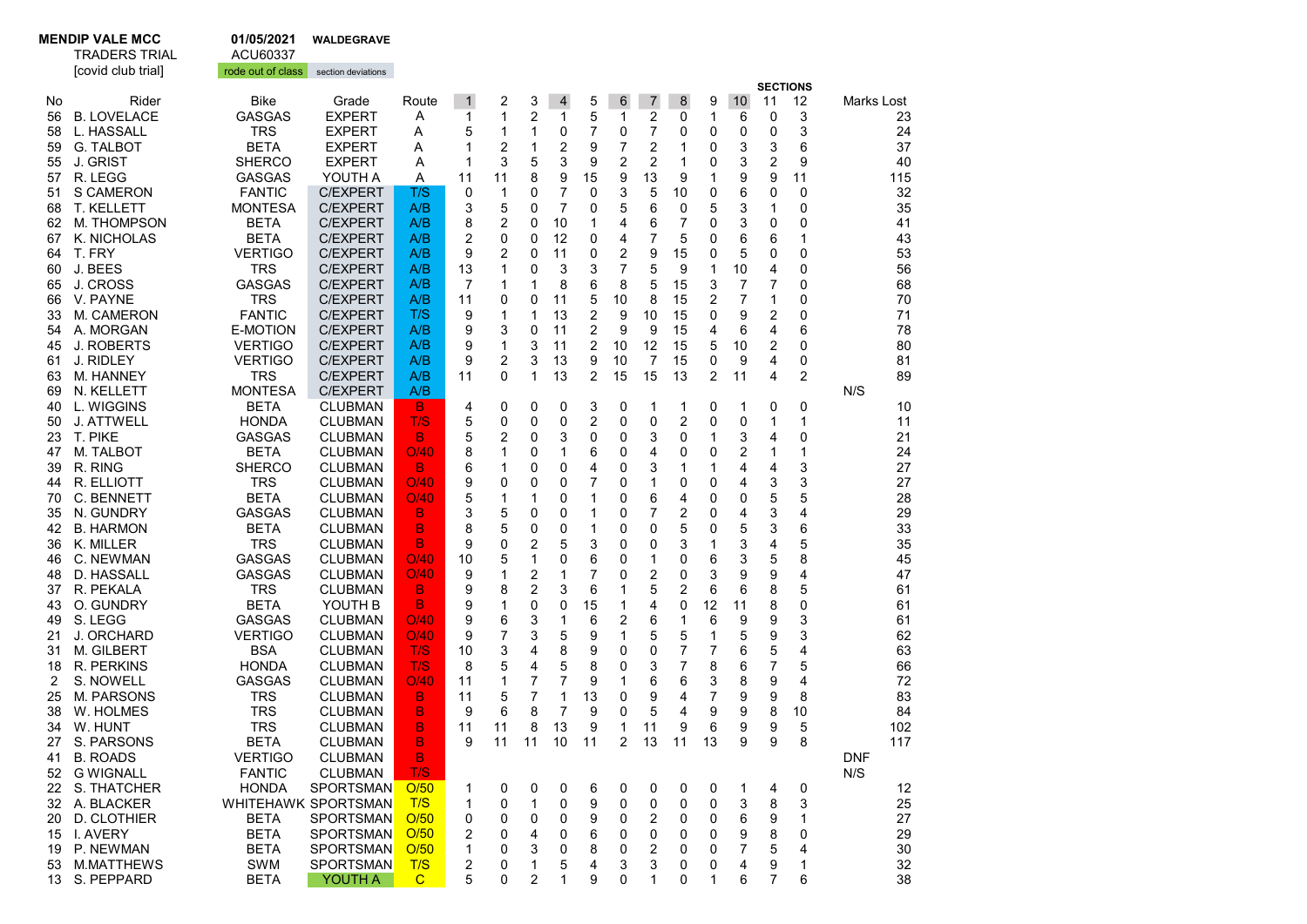**MENDIP VALE MCC** | **01/05/2021** | **WALDEGRAVE**

TRADERS TRIAL | ACU60337

[covid club trial] | rode out of class | section deviations

| No | Rider | Bike | Grade | Route | 1 | 2 | 3 | 4 | 5 | 6 | 7 | 8 | 9 | 10 | 11 | 12 | Marks Lost |
|---|---|---|---|---|---|---|---|---|---|---|---|---|---|---|---|---|---|
| 56 | B. LOVELACE | GASGAS | EXPERT | A | 1 | 1 | 2 | 1 | 5 | 1 | 2 | 0 | 1 | 6 | 0 | 3 | 23 |
| 58 | L. HASSALL | TRS | EXPERT | A | 5 | 1 | 1 | 0 | 7 | 0 | 7 | 0 | 0 | 0 | 0 | 3 | 24 |
| 59 | G. TALBOT | BETA | EXPERT | A | 1 | 2 | 1 | 2 | 9 | 7 | 2 | 1 | 0 | 3 | 3 | 6 | 37 |
| 55 | J. GRIST | SHERCO | EXPERT | A | 1 | 3 | 5 | 3 | 9 | 2 | 2 | 1 | 0 | 3 | 2 | 9 | 40 |
| 57 | R. LEGG | GASGAS | YOUTH A | A | 11 | 11 | 8 | 9 | 15 | 9 | 13 | 9 | 1 | 9 | 9 | 11 | 115 |
| 51 | S CAMERON | FANTIC | C/EXPERT | T/S | 0 | 1 | 0 | 7 | 0 | 3 | 5 | 10 | 0 | 6 | 0 | 0 | 32 |
| 68 | T. KELLETT | MONTESA | C/EXPERT | A/B | 3 | 5 | 0 | 7 | 0 | 5 | 6 | 0 | 5 | 3 | 1 | 0 | 35 |
| 62 | M. THOMPSON | BETA | C/EXPERT | A/B | 8 | 2 | 0 | 10 | 1 | 4 | 6 | 7 | 0 | 3 | 0 | 0 | 41 |
| 67 | K. NICHOLAS | BETA | C/EXPERT | A/B | 2 | 0 | 0 | 12 | 0 | 4 | 7 | 5 | 0 | 6 | 6 | 1 | 43 |
| 64 | T. FRY | VERTIGO | C/EXPERT | A/B | 9 | 2 | 0 | 11 | 0 | 2 | 9 | 15 | 0 | 5 | 0 | 0 | 53 |
| 60 | J. BEES | TRS | C/EXPERT | A/B | 13 | 1 | 0 | 3 | 3 | 7 | 5 | 9 | 1 | 10 | 4 | 0 | 56 |
| 65 | J. CROSS | GASGAS | C/EXPERT | A/B | 7 | 1 | 1 | 8 | 6 | 8 | 5 | 15 | 3 | 7 | 7 | 0 | 68 |
| 66 | V. PAYNE | TRS | C/EXPERT | A/B | 11 | 0 | 0 | 11 | 5 | 10 | 8 | 15 | 2 | 7 | 1 | 0 | 70 |
| 33 | M. CAMERON | FANTIC | C/EXPERT | T/S | 9 | 1 | 1 | 13 | 2 | 9 | 10 | 15 | 0 | 9 | 2 | 0 | 71 |
| 54 | A. MORGAN | E-MOTION | C/EXPERT | A/B | 9 | 3 | 0 | 11 | 2 | 9 | 9 | 15 | 4 | 6 | 4 | 6 | 78 |
| 45 | J. ROBERTS | VERTIGO | C/EXPERT | A/B | 9 | 1 | 3 | 11 | 2 | 10 | 12 | 15 | 5 | 10 | 2 | 0 | 80 |
| 61 | J. RIDLEY | VERTIGO | C/EXPERT | A/B | 9 | 2 | 3 | 13 | 9 | 10 | 7 | 15 | 0 | 9 | 4 | 0 | 81 |
| 63 | M. HANNEY | TRS | C/EXPERT | A/B | 11 | 0 | 1 | 13 | 2 | 15 | 15 | 13 | 2 | 11 | 4 | 2 | 89 |
| 69 | N. KELLETT | MONTESA | C/EXPERT | A/B | | | | | | | | | | | | | N/S |
| 40 | L. WIGGINS | BETA | CLUBMAN | B | 4 | 0 | 0 | 0 | 3 | 0 | 1 | 1 | 0 | 1 | 0 | 0 | 10 |
| 50 | J. ATTWELL | HONDA | CLUBMAN | T/S | 5 | 0 | 0 | 0 | 2 | 0 | 0 | 2 | 0 | 0 | 1 | 1 | 11 |
| 23 | T. PIKE | GASGAS | CLUBMAN | B | 5 | 2 | 0 | 3 | 0 | 0 | 3 | 0 | 1 | 3 | 4 | 0 | 21 |
| 47 | M. TALBOT | BETA | CLUBMAN | O/40 | 8 | 1 | 0 | 1 | 6 | 0 | 4 | 0 | 0 | 2 | 1 | 1 | 24 |
| 39 | R. RING | SHERCO | CLUBMAN | B | 6 | 1 | 0 | 0 | 4 | 0 | 3 | 1 | 1 | 4 | 4 | 3 | 27 |
| 44 | R. ELLIOTT | TRS | CLUBMAN | O/40 | 9 | 0 | 0 | 0 | 7 | 0 | 1 | 0 | 0 | 4 | 3 | 3 | 27 |
| 70 | C. BENNETT | BETA | CLUBMAN | O/40 | 5 | 1 | 1 | 0 | 1 | 0 | 6 | 4 | 0 | 0 | 5 | 5 | 28 |
| 35 | N. GUNDRY | GASGAS | CLUBMAN | B | 3 | 5 | 0 | 0 | 1 | 0 | 7 | 2 | 0 | 4 | 3 | 4 | 29 |
| 42 | B. HARMON | BETA | CLUBMAN | B | 8 | 5 | 0 | 0 | 1 | 0 | 0 | 5 | 0 | 5 | 3 | 6 | 33 |
| 36 | K. MILLER | TRS | CLUBMAN | B | 9 | 0 | 2 | 5 | 3 | 0 | 0 | 3 | 1 | 3 | 4 | 5 | 35 |
| 46 | C. NEWMAN | GASGAS | CLUBMAN | O/40 | 10 | 5 | 1 | 0 | 6 | 0 | 1 | 0 | 6 | 3 | 5 | 8 | 45 |
| 48 | D. HASSALL | GASGAS | CLUBMAN | O/40 | 9 | 1 | 2 | 1 | 7 | 0 | 2 | 0 | 3 | 9 | 9 | 4 | 47 |
| 37 | R. PEKALA | TRS | CLUBMAN | B | 9 | 8 | 2 | 3 | 6 | 1 | 5 | 2 | 6 | 6 | 8 | 5 | 61 |
| 43 | O. GUNDRY | BETA | YOUTH B | B | 9 | 1 | 0 | 0 | 15 | 1 | 4 | 0 | 12 | 11 | 8 | 0 | 61 |
| 49 | S. LEGG | GASGAS | CLUBMAN | O/40 | 9 | 6 | 3 | 1 | 6 | 2 | 6 | 1 | 6 | 9 | 9 | 3 | 61 |
| 21 | J. ORCHARD | VERTIGO | CLUBMAN | O/40 | 9 | 7 | 3 | 5 | 9 | 1 | 5 | 5 | 1 | 5 | 9 | 3 | 62 |
| 31 | M. GILBERT | BSA | CLUBMAN | T/S | 10 | 3 | 4 | 8 | 9 | 0 | 0 | 7 | 7 | 6 | 5 | 4 | 63 |
| 18 | R. PERKINS | HONDA | CLUBMAN | T/S | 8 | 5 | 4 | 5 | 8 | 0 | 3 | 7 | 8 | 6 | 7 | 5 | 66 |
| 2 | S. NOWELL | GASGAS | CLUBMAN | O/40 | 11 | 1 | 7 | 7 | 9 | 1 | 6 | 6 | 3 | 8 | 9 | 4 | 72 |
| 25 | M. PARSONS | TRS | CLUBMAN | B | 11 | 5 | 7 | 1 | 13 | 0 | 9 | 4 | 7 | 9 | 9 | 8 | 83 |
| 38 | W. HOLMES | TRS | CLUBMAN | B | 9 | 6 | 8 | 7 | 9 | 0 | 5 | 4 | 9 | 9 | 8 | 10 | 84 |
| 34 | W. HUNT | TRS | CLUBMAN | B | 11 | 11 | 8 | 13 | 9 | 1 | 11 | 9 | 6 | 9 | 9 | 5 | 102 |
| 27 | S. PARSONS | BETA | CLUBMAN | B | 9 | 11 | 11 | 10 | 11 | 2 | 13 | 11 | 13 | 9 | 9 | 8 | 117 |
| 41 | B. ROADS | VERTIGO | CLUBMAN | B | | | | | | | | | | | | | DNF |
| 52 | G WIGNALL | FANTIC | CLUBMAN | T/S | | | | | | | | | | | | | N/S |
| 22 | S. THATCHER | HONDA | SPORTSMAN | O/50 | 1 | 0 | 0 | 0 | 6 | 0 | 0 | 0 | 0 | 1 | 4 | 0 | 12 |
| 32 | A. BLACKER | WHITEHAWK | SPORTSMAN | T/S | 1 | 0 | 1 | 0 | 9 | 0 | 0 | 0 | 0 | 3 | 8 | 3 | 25 |
| 20 | D. CLOTHIER | BETA | SPORTSMAN | O/50 | 0 | 0 | 0 | 0 | 9 | 0 | 2 | 0 | 0 | 6 | 9 | 1 | 27 |
| 15 | I. AVERY | BETA | SPORTSMAN | O/50 | 2 | 0 | 4 | 0 | 6 | 0 | 0 | 0 | 0 | 9 | 8 | 0 | 29 |
| 19 | P. NEWMAN | BETA | SPORTSMAN | O/50 | 1 | 0 | 3 | 0 | 8 | 0 | 2 | 0 | 0 | 7 | 5 | 4 | 30 |
| 53 | M.MATTHEWS | SWM | SPORTSMAN | T/S | 2 | 0 | 1 | 5 | 4 | 3 | 3 | 0 | 0 | 4 | 9 | 1 | 32 |
| 13 | S. PEPPARD | BETA | YOUTH A | C | 5 | 0 | 2 | 1 | 9 | 0 | 1 | 0 | 1 | 6 | 7 | 6 | 38 |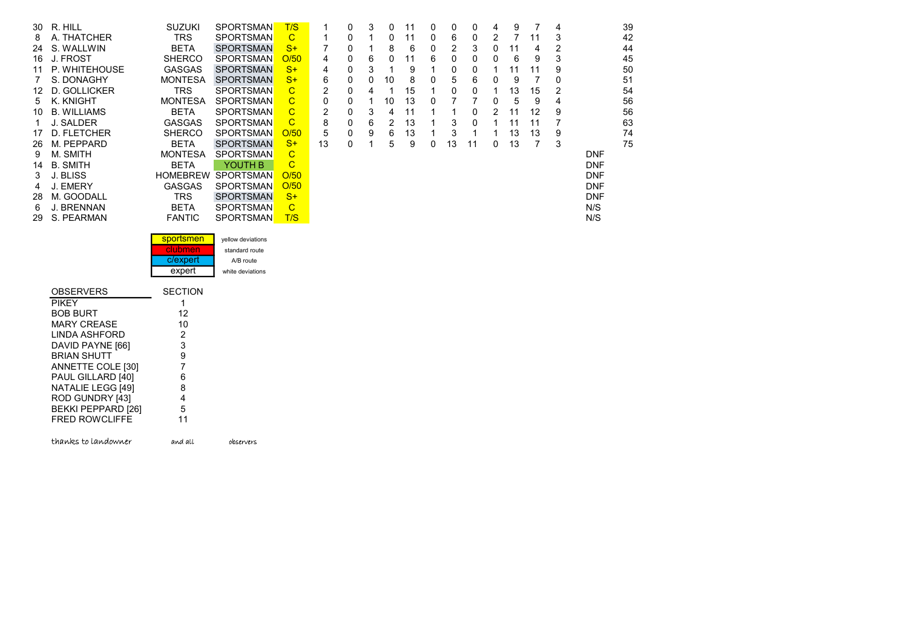| | | | | | | | | | | | | | | | | | | | | |
|---|---|---|---|---|---|---|---|---|---|---|---|---|---|---|---|---|---|---|---|---|
| 30 | R. HILL | SUZUKI | SPORTSMAN | T/S | 1 | 0 | 3 | 0 | 11 | 0 | 0 | 0 | 4 | 9 | 7 | 4 | | 39 |
| 8 | A. THATCHER | TRS | SPORTSMAN | C | 1 | 0 | 1 | 0 | 11 | 0 | 6 | 0 | 2 | 7 | 11 | 3 | | 42 |
| 24 | S. WALLWIN | BETA | SPORTSMAN | S+ | 7 | 0 | 1 | 8 | 6 | 0 | 2 | 3 | 0 | 11 | 4 | 2 | | 44 |
| 16 | J. FROST | SHERCO | SPORTSMAN | O/50 | 4 | 0 | 6 | 0 | 11 | 6 | 0 | 0 | 0 | 6 | 9 | 3 | | 45 |
| 11 | P. WHITEHOUSE | GASGAS | SPORTSMAN | S+ | 4 | 0 | 3 | 1 | 9 | 1 | 0 | 0 | 1 | 11 | 11 | 9 | | 50 |
| 7 | S. DONAGHY | MONTESA | SPORTSMAN | S+ | 6 | 0 | 0 | 10 | 8 | 0 | 5 | 6 | 0 | 9 | 7 | 0 | | 51 |
| 12 | D. GOLLICKER | TRS | SPORTSMAN | C | 2 | 0 | 4 | 1 | 15 | 1 | 0 | 0 | 1 | 13 | 15 | 2 | | 54 |
| 5 | K. KNIGHT | MONTESA | SPORTSMAN | C | 0 | 0 | 1 | 10 | 13 | 0 | 7 | 7 | 0 | 5 | 9 | 4 | | 56 |
| 10 | B. WILLIAMS | BETA | SPORTSMAN | C | 2 | 0 | 3 | 4 | 11 | 1 | 1 | 0 | 2 | 11 | 12 | 9 | | 56 |
| 1 | J. SALDER | GASGAS | SPORTSMAN | C | 8 | 0 | 6 | 2 | 13 | 1 | 3 | 0 | 1 | 11 | 11 | 7 | | 63 |
| 17 | D. FLETCHER | SHERCO | SPORTSMAN | O/50 | 5 | 0 | 9 | 6 | 13 | 1 | 3 | 1 | 1 | 13 | 13 | 9 | | 74 |
| 26 | M. PEPPARD | BETA | SPORTSMAN | S+ | 13 | 0 | 1 | 5 | 9 | 0 | 13 | 11 | 0 | 13 | 7 | 3 | | 75 |
| 9 | M. SMITH | MONTESA | SPORTSMAN | C | | | | | | | | | | | | | DNF | |
| 14 | B. SMITH | BETA | YOUTH B | C | | | | | | | | | | | | | DNF | |
| 3 | J. BLISS | HOMEBREW | SPORTSMAN | O/50 | | | | | | | | | | | | | DNF | |
| 4 | J. EMERY | GASGAS | SPORTSMAN | O/50 | | | | | | | | | | | | | DNF | |
| 28 | M. GOODALL | TRS | SPORTSMAN | S+ | | | | | | | | | | | | | DNF | |
| 6 | J. BRENNAN | BETA | SPORTSMAN | C | | | | | | | | | | | | | N/S | |
| 29 | S. PEARMAN | FANTIC | SPORTSMAN | T/S | | | | | | | | | | | | | N/S | |

| | |
|---|---|
| sportsmen | yellow deviations |
| clubmen | standard route |
| c/expert | A/B route |
| expert | white deviations |

| OBSERVERS | SECTION |
|---|---|
| PIKEY | 1 |
| BOB BURT | 12 |
| MARY CREASE | 10 |
| LINDA ASHFORD | 2 |
| DAVID PAYNE [66] | 3 |
| BRIAN SHUTT | 9 |
| ANNETTE COLE [30] | 7 |
| PAUL GILLARD [40] | 6 |
| NATALIE LEGG [49] | 8 |
| ROD GUNDRY [43] | 4 |
| BEKKI PEPPARD [26] | 5 |
| FRED ROWCLIFFE | 11 |

thanks to landowner and all observers